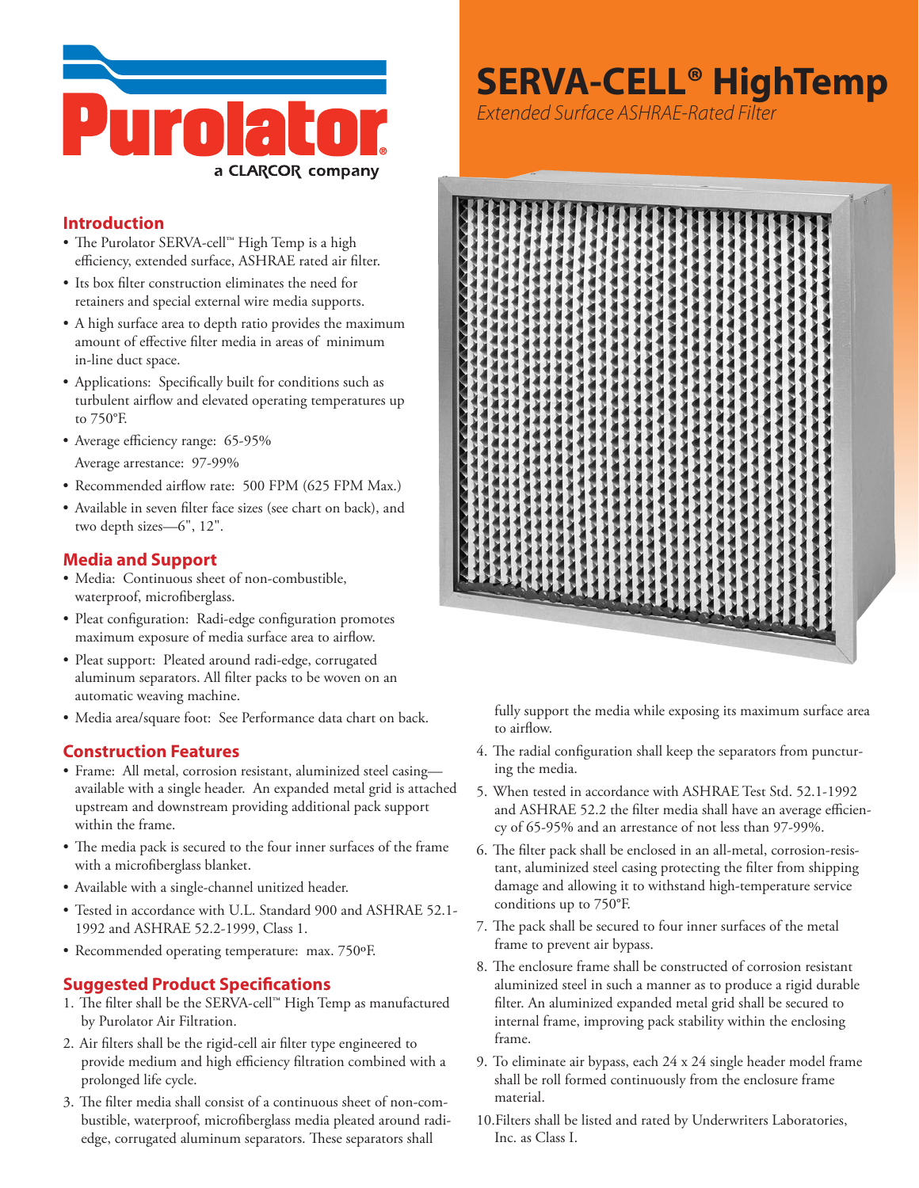Purolator

a CLARCOR company

# SERVA-CELL® HighTemp

*Extended Surface ASHRAE-Rated Filter*

## Introduction

- The Purolator SERVA-cell™ High Temp is a high efficiency, extended surface, ASHRAE rated air filter.
- Its box filter construction eliminates the need for retainers and special external wire media supports.
- A high surface area to depth ratio provides the maximum amount of effective filter media in areas of minimum in-line duct space.
- Applications: Specifically built for conditions such as turbulent airflow and elevated operating temperatures up to 750°F.
- Average efficiency range: 65-95%

  Average arrestance: 97-99%
- Recommended airflow rate: 500 FPM (625 FPM Max.)
- Available in seven filter face sizes (see chart on back), and two depth sizes—6", 12".

## Media and Support

- Media: Continuous sheet of non-combustible, waterproof, microfiberglass.
- Pleat configuration: Radi-edge configuration promotes maximum exposure of media surface area to airflow.
- Pleat support: Pleated around radi-edge, corrugated aluminum separators. All filter packs to be woven on an automatic weaving machine.
- Media area/square foot: See Performance data chart on back.

## Construction Features

- Frame: All metal, corrosion resistant, aluminized steel casing—available with a single header. An expanded metal grid is attached upstream and downstream providing additional pack support within the frame.
- The media pack is secured to the four inner surfaces of the frame with a microfiberglass blanket.
- Available with a single-channel unitized header.
- Tested in accordance with U.L. Standard 900 and ASHRAE 52.1-1992 and ASHRAE 52.2-1999, Class 1.
- Recommended operating temperature: max. 750ºF.

## Suggested Product Specifications

1. The filter shall be the SERVA-cell™ High Temp as manufactured by Purolator Air Filtration.
2. Air filters shall be the rigid-cell air filter type engineered to provide medium and high efficiency filtration combined with a prolonged life cycle.
3. The filter media shall consist of a continuous sheet of non-combustible, waterproof, microfiberglass media pleated around radi-edge, corrugated aluminum separators. These separators shall fully support the media while exposing its maximum surface area to airflow.
4. The radial configuration shall keep the separators from puncturing the media.
5. When tested in accordance with ASHRAE Test Std. 52.1-1992 and ASHRAE 52.2 the filter media shall have an average efficiency of 65-95% and an arrestance of not less than 97-99%.
6. The filter pack shall be enclosed in an all-metal, corrosion-resistant, aluminized steel casing protecting the filter from shipping damage and allowing it to withstand high-temperature service conditions up to 750°F.
7. The pack shall be secured to four inner surfaces of the metal frame to prevent air bypass.
8. The enclosure frame shall be constructed of corrosion resistant aluminized steel in such a manner as to produce a rigid durable filter. An aluminized expanded metal grid shall be secured to internal frame, improving pack stability within the enclosing frame.
9. To eliminate air bypass, each 24 x 24 single header model frame shall be roll formed continuously from the enclosure frame material.
10. Filters shall be listed and rated by Underwriters Laboratories, Inc. as Class I.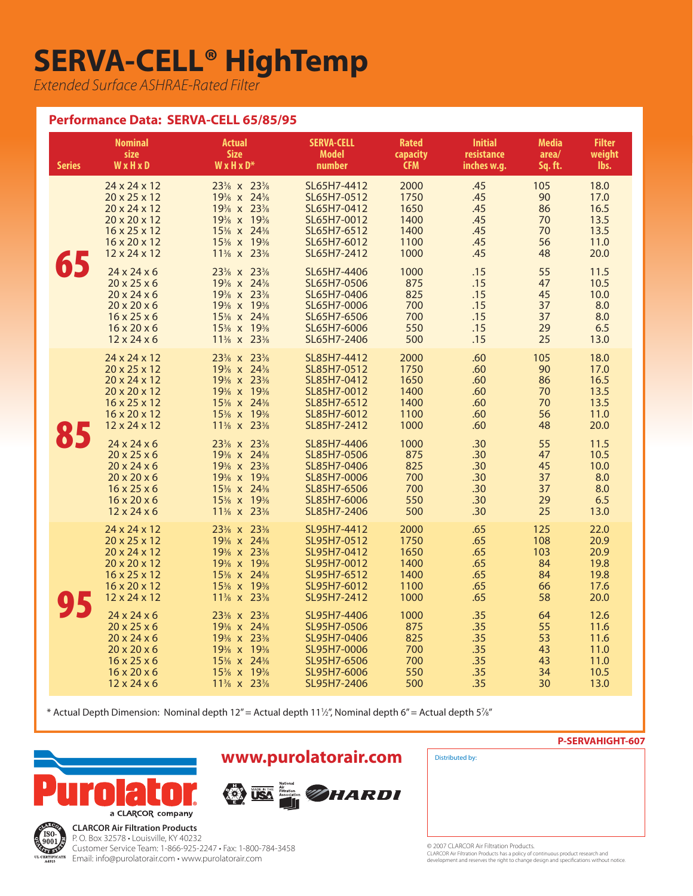# SERVA-CELL® HighTemp

*Extended Surface ASHRAE-Rated Filter*

## Performance Data: SERVA-CELL 65/85/95

| Series | Nominal size W x H x D | Actual Size W x H x D* | SERVA-CELL Model number | Rated capacity CFM | Initial resistance inches w.g. | Media area/ Sq. ft. | Filter weight lbs. |
|---|---|---|---|---|---|---|---|
| 65 | 24 x 24 x 12 | 23⅜ x 23⅜ | SL65H7-4412 | 2000 | .45 | 105 | 18.0 |
| | 20 x 25 x 12 | 19⅜ x 24⅜ | SL65H7-0512 | 1750 | .45 | 90 | 17.0 |
| | 20 x 24 x 12 | 19⅜ x 23⅜ | SL65H7-0412 | 1650 | .45 | 86 | 16.5 |
| | 20 x 20 x 12 | 19⅜ x 19⅜ | SL65H7-0012 | 1400 | .45 | 70 | 13.5 |
| | 16 x 25 x 12 | 15⅜ x 24⅜ | SL65H7-6512 | 1400 | .45 | 70 | 13.5 |
| | 16 x 20 x 12 | 15⅜ x 19⅜ | SL65H7-6012 | 1100 | .45 | 56 | 11.0 |
| | 12 x 24 x 12 | 11⅜ x 23⅜ | SL65H7-2412 | 1000 | .45 | 48 | 20.0 |
| | 24 x 24 x 6 | 23⅜ x 23⅜ | SL65H7-4406 | 1000 | .15 | 55 | 11.5 |
| | 20 x 25 x 6 | 19⅜ x 24⅜ | SL65H7-0506 | 875 | .15 | 47 | 10.5 |
| | 20 x 24 x 6 | 19⅜ x 23⅜ | SL65H7-0406 | 825 | .15 | 45 | 10.0 |
| | 20 x 20 x 6 | 19⅜ x 19⅜ | SL65H7-0006 | 700 | .15 | 37 | 8.0 |
| | 16 x 25 x 6 | 15⅜ x 24⅜ | SL65H7-6506 | 700 | .15 | 37 | 8.0 |
| | 16 x 20 x 6 | 15⅜ x 19⅜ | SL65H7-6006 | 550 | .15 | 29 | 6.5 |
| | 12 x 24 x 6 | 11⅜ x 23⅜ | SL65H7-2406 | 500 | .15 | 25 | 13.0 |
| 85 | 24 x 24 x 12 | 23⅜ x 23⅜ | SL85H7-4412 | 2000 | .60 | 105 | 18.0 |
| | 20 x 25 x 12 | 19⅜ x 24⅜ | SL85H7-0512 | 1750 | .60 | 90 | 17.0 |
| | 20 x 24 x 12 | 19⅜ x 23⅜ | SL85H7-0412 | 1650 | .60 | 86 | 16.5 |
| | 20 x 20 x 12 | 19⅜ x 19⅜ | SL85H7-0012 | 1400 | .60 | 70 | 13.5 |
| | 16 x 25 x 12 | 15⅜ x 24⅜ | SL85H7-6512 | 1400 | .60 | 70 | 13.5 |
| | 16 x 20 x 12 | 15⅜ x 19⅜ | SL85H7-6012 | 1100 | .60 | 56 | 11.0 |
| | 12 x 24 x 12 | 11⅜ x 23⅜ | SL85H7-2412 | 1000 | .60 | 48 | 20.0 |
| | 24 x 24 x 6 | 23⅜ x 23⅜ | SL85H7-4406 | 1000 | .30 | 55 | 11.5 |
| | 20 x 25 x 6 | 19⅜ x 24⅜ | SL85H7-0506 | 875 | .30 | 47 | 10.5 |
| | 20 x 24 x 6 | 19⅜ x 23⅜ | SL85H7-0406 | 825 | .30 | 45 | 10.0 |
| | 20 x 20 x 6 | 19⅜ x 19⅜ | SL85H7-0006 | 700 | .30 | 37 | 8.0 |
| | 16 x 25 x 6 | 15⅜ x 24⅜ | SL85H7-6506 | 700 | .30 | 37 | 8.0 |
| | 16 x 20 x 6 | 15⅜ x 19⅜ | SL85H7-6006 | 550 | .30 | 29 | 6.5 |
| | 12 x 24 x 6 | 11⅜ x 23⅜ | SL85H7-2406 | 500 | .30 | 25 | 13.0 |
| 95 | 24 x 24 x 12 | 23⅜ x 23⅜ | SL95H7-4412 | 2000 | .65 | 125 | 22.0 |
| | 20 x 25 x 12 | 19⅜ x 24⅜ | SL95H7-0512 | 1750 | .65 | 108 | 20.9 |
| | 20 x 24 x 12 | 19⅜ x 23⅜ | SL95H7-0412 | 1650 | .65 | 103 | 20.9 |
| | 20 x 20 x 12 | 19⅜ x 19⅜ | SL95H7-0012 | 1400 | .65 | 84 | 19.8 |
| | 16 x 25 x 12 | 15⅜ x 24⅜ | SL95H7-6512 | 1400 | .65 | 84 | 19.8 |
| | 16 x 20 x 12 | 15⅜ x 19⅜ | SL95H7-6012 | 1100 | .65 | 66 | 17.6 |
| | 12 x 24 x 12 | 11⅜ x 23⅜ | SL95H7-2412 | 1000 | .65 | 58 | 20.0 |
| | 24 x 24 x 6 | 23⅜ x 23⅜ | SL95H7-4406 | 1000 | .35 | 64 | 12.6 |
| | 20 x 25 x 6 | 19⅜ x 24⅜ | SL95H7-0506 | 875 | .35 | 55 | 11.6 |
| | 20 x 24 x 6 | 19⅜ x 23⅜ | SL95H7-0406 | 825 | .35 | 53 | 11.6 |
| | 20 x 20 x 6 | 19⅜ x 19⅜ | SL95H7-0006 | 700 | .35 | 43 | 11.0 |
| | 16 x 25 x 6 | 15⅜ x 24⅜ | SL95H7-6506 | 700 | .35 | 43 | 11.0 |
| | 16 x 20 x 6 | 15⅜ x 19⅜ | SL95H7-6006 | 550 | .35 | 34 | 10.5 |
| | 12 x 24 x 6 | 11⅜ x 23⅜ | SL95H7-2406 | 500 | .35 | 30 | 13.0 |

\* Actual Depth Dimension: Nominal depth 12" = Actual depth 11½", Nominal depth 6" = Actual depth 5⅞"

P-SERVAHIGHT-607

Purolator
a CLARCOR company

www.purolatorair.com

Distributed by:

**CLARCOR Air Filtration Products**
P. O. Box 32578 • Louisville, KY 40232
Customer Service Team: 1-866-925-2247 • Fax: 1-800-784-3458
Email: info@purolatorair.com • www.purolatorair.com

© 2007 CLARCOR Air Filtration Products.
CLARCOR Air Filtration Products has a policy of continuous product research and development and reserves the right to change design and specifications without notice.